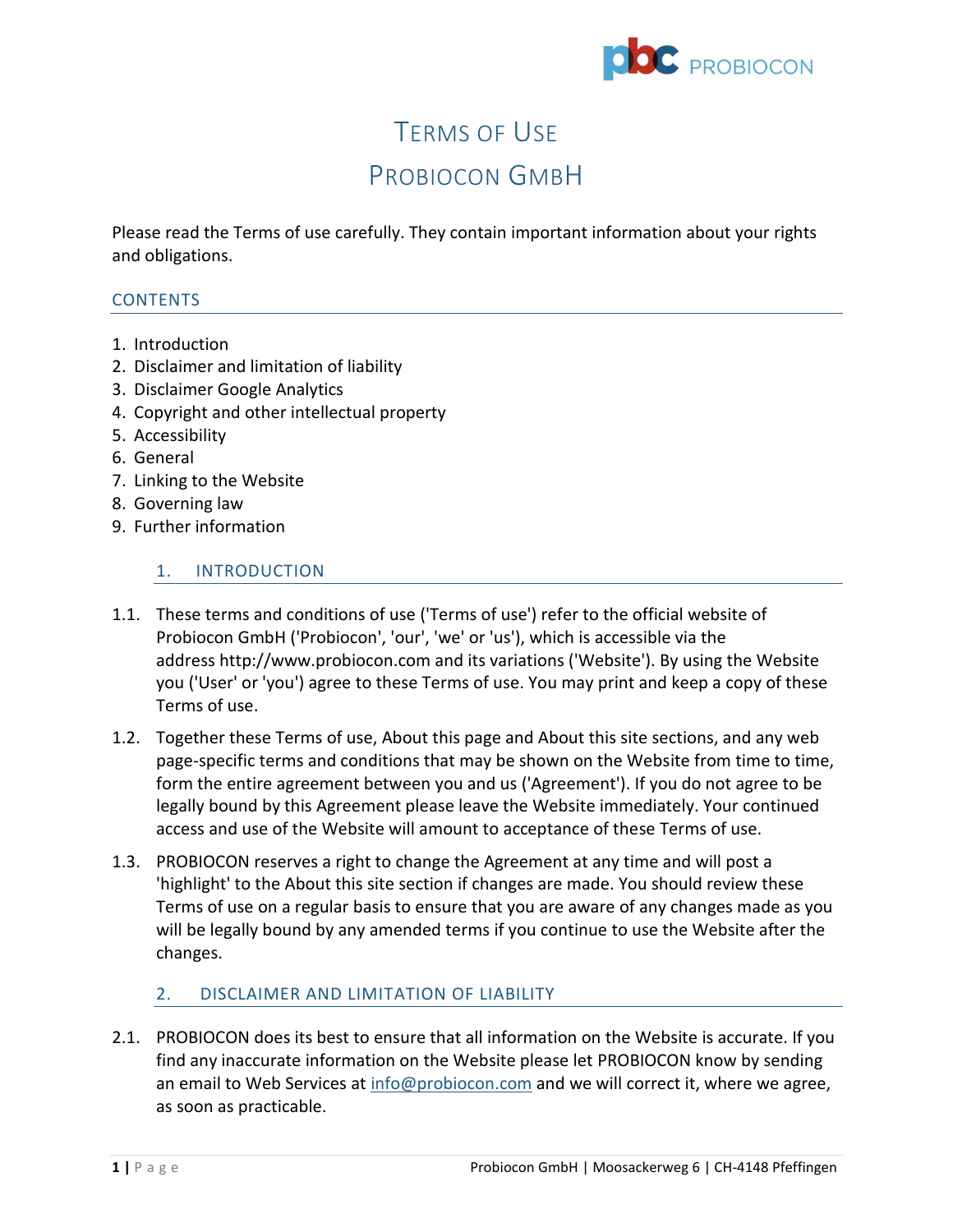# Terms of Use

# Probiocon GmbH

Please read the Terms of use carefully. They contain important information about your rights and obligations.

## CONTENTS

1. Introduction
2. Disclaimer and limitation of liability
3. Disclaimer Google Analytics
4. Copyright and other intellectual property
5. Accessibility
6. General
7. Linking to the Website
8. Governing law
9. Further information

## 1. INTRODUCTION

1.1. These terms and conditions of use ('Terms of use') refer to the official website of Probiocon GmbH ('Probiocon', 'our', 'we' or 'us'), which is accessible via the address http://www.probiocon.com and its variations ('Website'). By using the Website you ('User' or 'you') agree to these Terms of use. You may print and keep a copy of these Terms of use.

1.2. Together these Terms of use, About this page and About this site sections, and any web page-specific terms and conditions that may be shown on the Website from time to time, form the entire agreement between you and us ('Agreement'). If you do not agree to be legally bound by this Agreement please leave the Website immediately. Your continued access and use of the Website will amount to acceptance of these Terms of use.

1.3. PROBIOCON reserves a right to change the Agreement at any time and will post a 'highlight' to the About this site section if changes are made. You should review these Terms of use on a regular basis to ensure that you are aware of any changes made as you will be legally bound by any amended terms if you continue to use the Website after the changes.

## 2. DISCLAIMER AND LIMITATION OF LIABILITY

2.1. PROBIOCON does its best to ensure that all information on the Website is accurate. If you find any inaccurate information on the Website please let PROBIOCON know by sending an email to Web Services at info@probiocon.com and we will correct it, where we agree, as soon as practicable.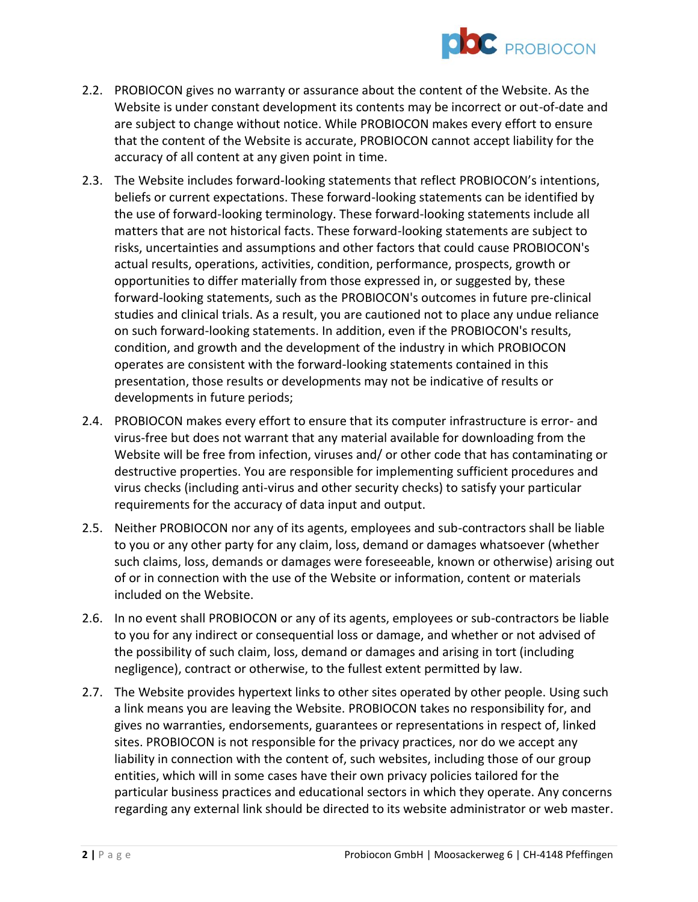2.2. PROBIOCON gives no warranty or assurance about the content of the Website. As the Website is under constant development its contents may be incorrect or out-of-date and are subject to change without notice. While PROBIOCON makes every effort to ensure that the content of the Website is accurate, PROBIOCON cannot accept liability for the accuracy of all content at any given point in time.

2.3. The Website includes forward-looking statements that reflect PROBIOCON's intentions, beliefs or current expectations. These forward-looking statements can be identified by the use of forward-looking terminology. These forward-looking statements include all matters that are not historical facts. These forward-looking statements are subject to risks, uncertainties and assumptions and other factors that could cause PROBIOCON's actual results, operations, activities, condition, performance, prospects, growth or opportunities to differ materially from those expressed in, or suggested by, these forward-looking statements, such as the PROBIOCON's outcomes in future pre-clinical studies and clinical trials. As a result, you are cautioned not to place any undue reliance on such forward-looking statements. In addition, even if the PROBIOCON's results, condition, and growth and the development of the industry in which PROBIOCON operates are consistent with the forward-looking statements contained in this presentation, those results or developments may not be indicative of results or developments in future periods;

2.4. PROBIOCON makes every effort to ensure that its computer infrastructure is error- and virus-free but does not warrant that any material available for downloading from the Website will be free from infection, viruses and/ or other code that has contaminating or destructive properties. You are responsible for implementing sufficient procedures and virus checks (including anti-virus and other security checks) to satisfy your particular requirements for the accuracy of data input and output.

2.5. Neither PROBIOCON nor any of its agents, employees and sub-contractors shall be liable to you or any other party for any claim, loss, demand or damages whatsoever (whether such claims, loss, demands or damages were foreseeable, known or otherwise) arising out of or in connection with the use of the Website or information, content or materials included on the Website.

2.6. In no event shall PROBIOCON or any of its agents, employees or sub-contractors be liable to you for any indirect or consequential loss or damage, and whether or not advised of the possibility of such claim, loss, demand or damages and arising in tort (including negligence), contract or otherwise, to the fullest extent permitted by law.

2.7. The Website provides hypertext links to other sites operated by other people. Using such a link means you are leaving the Website. PROBIOCON takes no responsibility for, and gives no warranties, endorsements, guarantees or representations in respect of, linked sites. PROBIOCON is not responsible for the privacy practices, nor do we accept any liability in connection with the content of, such websites, including those of our group entities, which will in some cases have their own privacy policies tailored for the particular business practices and educational sectors in which they operate. Any concerns regarding any external link should be directed to its website administrator or web master.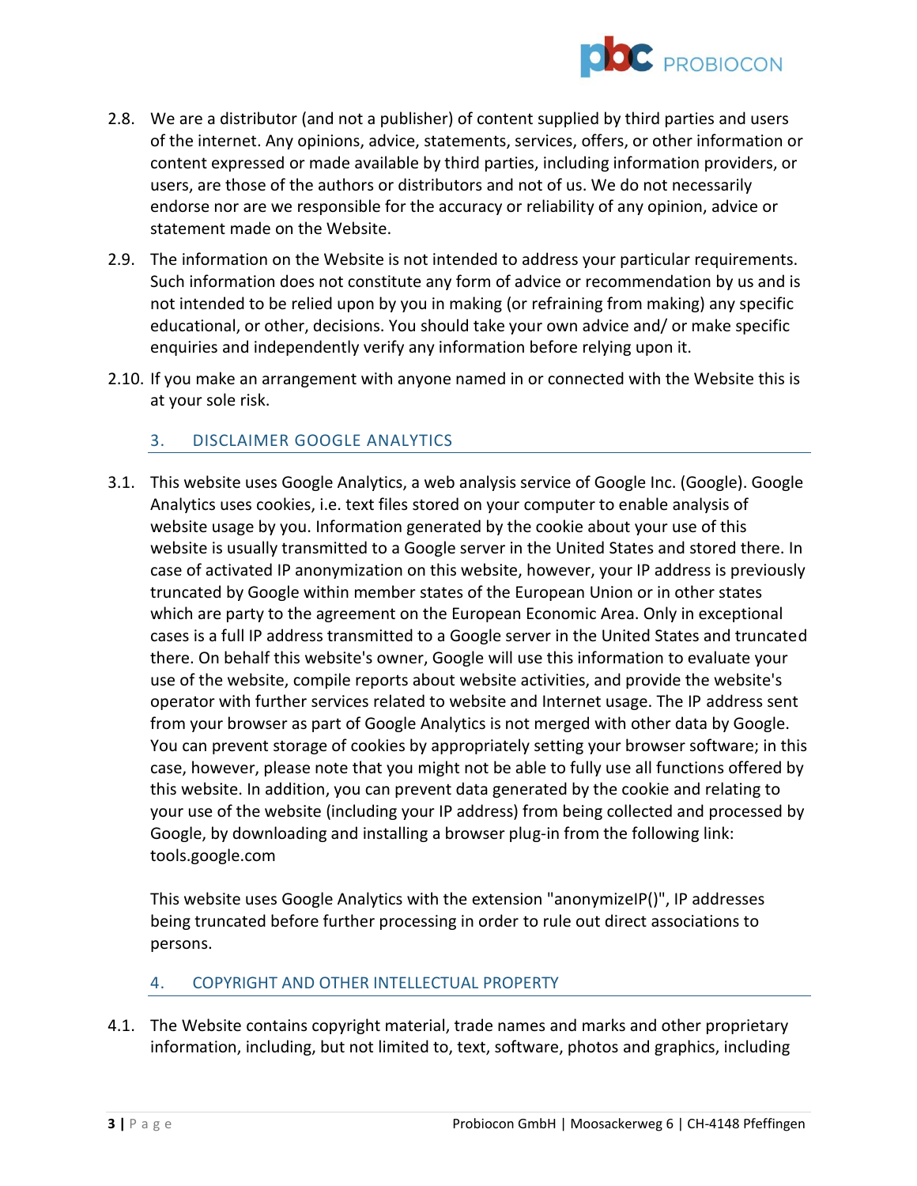2.8. We are a distributor (and not a publisher) of content supplied by third parties and users of the internet. Any opinions, advice, statements, services, offers, or other information or content expressed or made available by third parties, including information providers, or users, are those of the authors or distributors and not of us. We do not necessarily endorse nor are we responsible for the accuracy or reliability of any opinion, advice or statement made on the Website.

2.9. The information on the Website is not intended to address your particular requirements. Such information does not constitute any form of advice or recommendation by us and is not intended to be relied upon by you in making (or refraining from making) any specific educational, or other, decisions. You should take your own advice and/ or make specific enquiries and independently verify any information before relying upon it.

2.10. If you make an arrangement with anyone named in or connected with the Website this is at your sole risk.

## 3. DISCLAIMER GOOGLE ANALYTICS

3.1. This website uses Google Analytics, a web analysis service of Google Inc. (Google). Google Analytics uses cookies, i.e. text files stored on your computer to enable analysis of website usage by you. Information generated by the cookie about your use of this website is usually transmitted to a Google server in the United States and stored there. In case of activated IP anonymization on this website, however, your IP address is previously truncated by Google within member states of the European Union or in other states which are party to the agreement on the European Economic Area. Only in exceptional cases is a full IP address transmitted to a Google server in the United States and truncated there. On behalf this website's owner, Google will use this information to evaluate your use of the website, compile reports about website activities, and provide the website's operator with further services related to website and Internet usage. The IP address sent from your browser as part of Google Analytics is not merged with other data by Google. You can prevent storage of cookies by appropriately setting your browser software; in this case, however, please note that you might not be able to fully use all functions offered by this website. In addition, you can prevent data generated by the cookie and relating to your use of the website (including your IP address) from being collected and processed by Google, by downloading and installing a browser plug-in from the following link: tools.google.com

This website uses Google Analytics with the extension "anonymizeIP()", IP addresses being truncated before further processing in order to rule out direct associations to persons.

## 4. COPYRIGHT AND OTHER INTELLECTUAL PROPERTY

4.1. The Website contains copyright material, trade names and marks and other proprietary information, including, but not limited to, text, software, photos and graphics, including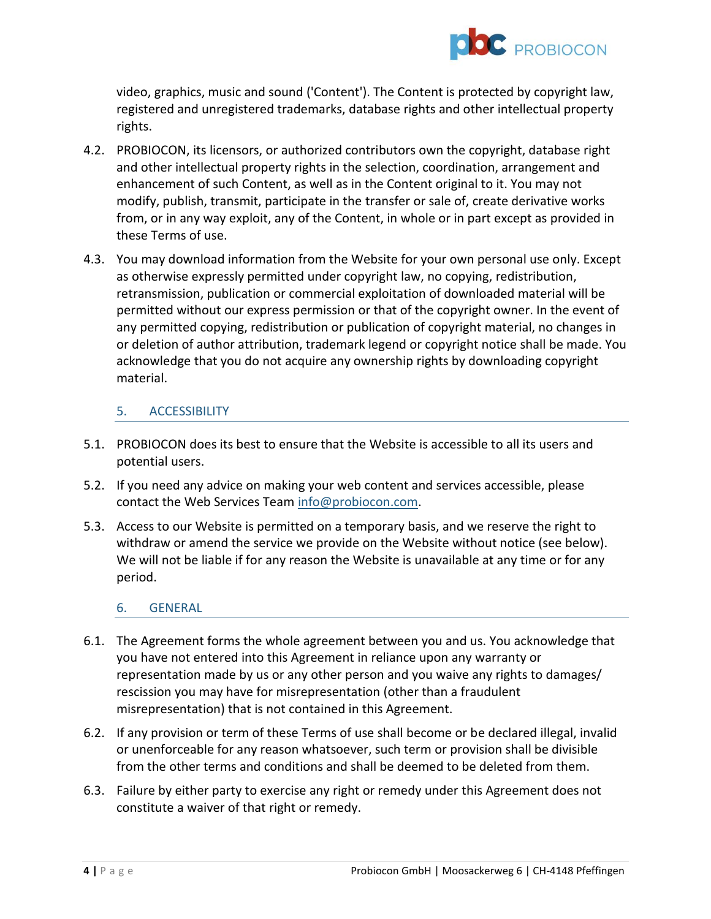video, graphics, music and sound ('Content'). The Content is protected by copyright law, registered and unregistered trademarks, database rights and other intellectual property rights.

4.2. PROBIOCON, its licensors, or authorized contributors own the copyright, database right and other intellectual property rights in the selection, coordination, arrangement and enhancement of such Content, as well as in the Content original to it. You may not modify, publish, transmit, participate in the transfer or sale of, create derivative works from, or in any way exploit, any of the Content, in whole or in part except as provided in these Terms of use.

4.3. You may download information from the Website for your own personal use only. Except as otherwise expressly permitted under copyright law, no copying, redistribution, retransmission, publication or commercial exploitation of downloaded material will be permitted without our express permission or that of the copyright owner. In the event of any permitted copying, redistribution or publication of copyright material, no changes in or deletion of author attribution, trademark legend or copyright notice shall be made. You acknowledge that you do not acquire any ownership rights by downloading copyright material.

## 5. ACCESSIBILITY

5.1. PROBIOCON does its best to ensure that the Website is accessible to all its users and potential users.

5.2. If you need any advice on making your web content and services accessible, please contact the Web Services Team info@probiocon.com.

5.3. Access to our Website is permitted on a temporary basis, and we reserve the right to withdraw or amend the service we provide on the Website without notice (see below). We will not be liable if for any reason the Website is unavailable at any time or for any period.

## 6. GENERAL

6.1. The Agreement forms the whole agreement between you and us. You acknowledge that you have not entered into this Agreement in reliance upon any warranty or representation made by us or any other person and you waive any rights to damages/ rescission you may have for misrepresentation (other than a fraudulent misrepresentation) that is not contained in this Agreement.

6.2. If any provision or term of these Terms of use shall become or be declared illegal, invalid or unenforceable for any reason whatsoever, such term or provision shall be divisible from the other terms and conditions and shall be deemed to be deleted from them.

6.3. Failure by either party to exercise any right or remedy under this Agreement does not constitute a waiver of that right or remedy.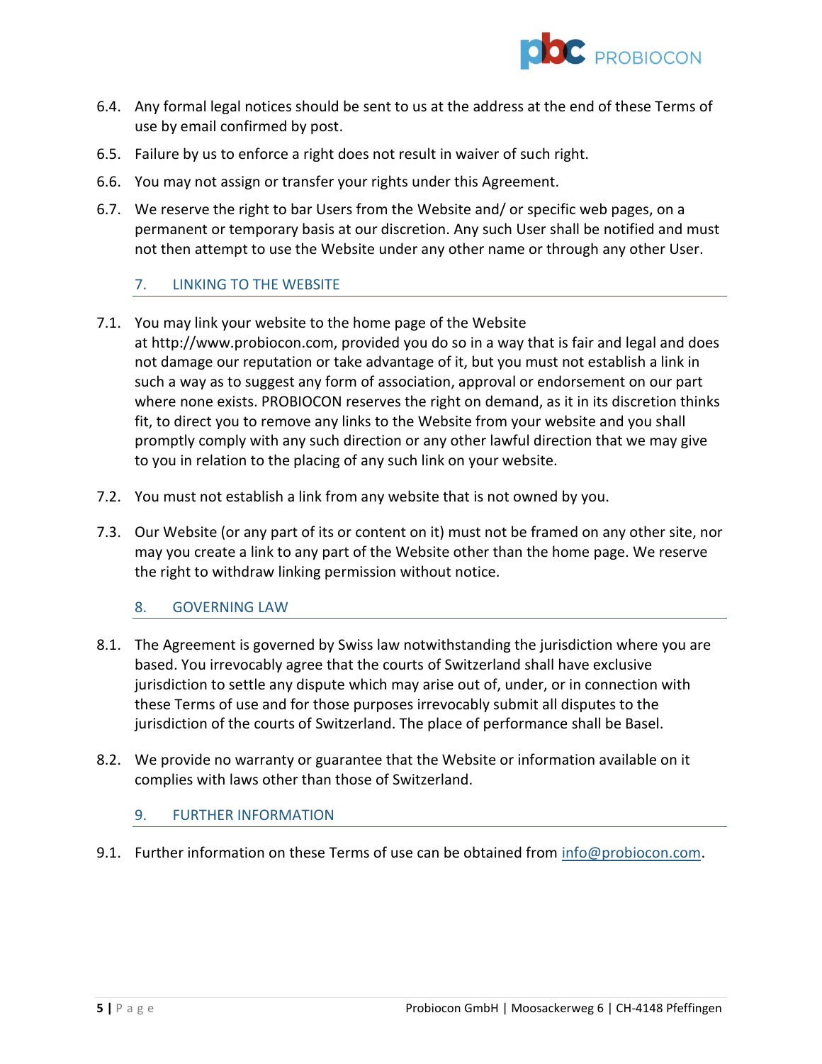6.4. Any formal legal notices should be sent to us at the address at the end of these Terms of use by email confirmed by post.

6.5. Failure by us to enforce a right does not result in waiver of such right.

6.6. You may not assign or transfer your rights under this Agreement.

6.7. We reserve the right to bar Users from the Website and/ or specific web pages, on a permanent or temporary basis at our discretion. Any such User shall be notified and must not then attempt to use the Website under any other name or through any other User.

## 7. LINKING TO THE WEBSITE

7.1. You may link your website to the home page of the Website at http://www.probiocon.com, provided you do so in a way that is fair and legal and does not damage our reputation or take advantage of it, but you must not establish a link in such a way as to suggest any form of association, approval or endorsement on our part where none exists. PROBIOCON reserves the right on demand, as it in its discretion thinks fit, to direct you to remove any links to the Website from your website and you shall promptly comply with any such direction or any other lawful direction that we may give to you in relation to the placing of any such link on your website.

7.2. You must not establish a link from any website that is not owned by you.

7.3. Our Website (or any part of its or content on it) must not be framed on any other site, nor may you create a link to any part of the Website other than the home page. We reserve the right to withdraw linking permission without notice.

## 8. GOVERNING LAW

8.1. The Agreement is governed by Swiss law notwithstanding the jurisdiction where you are based. You irrevocably agree that the courts of Switzerland shall have exclusive jurisdiction to settle any dispute which may arise out of, under, or in connection with these Terms of use and for those purposes irrevocably submit all disputes to the jurisdiction of the courts of Switzerland. The place of performance shall be Basel.

8.2. We provide no warranty or guarantee that the Website or information available on it complies with laws other than those of Switzerland.

## 9. FURTHER INFORMATION

9.1. Further information on these Terms of use can be obtained from info@probiocon.com.

Probiocon GmbH | Moosackerweg 6 | CH-4148 Pfeffingen